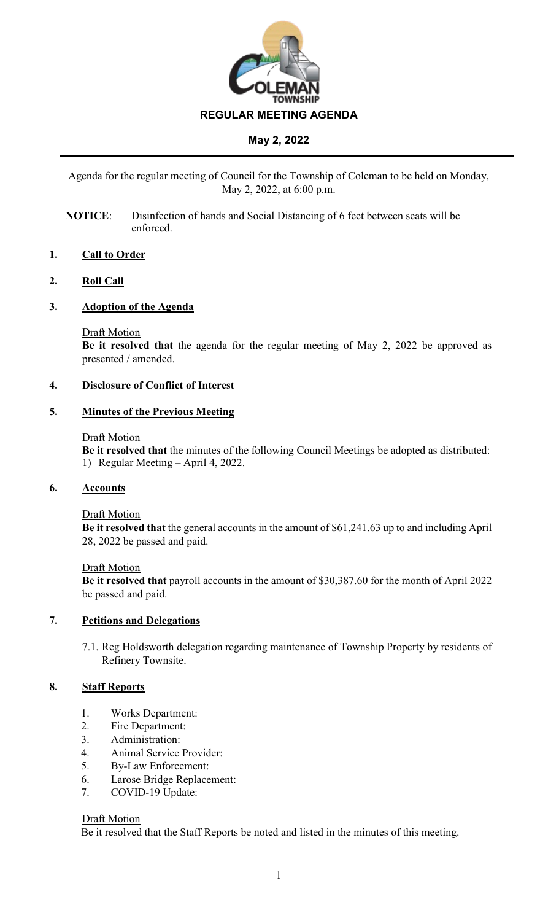# REGULAR MEETING AGENDA

## May 2, 2022

Agenda for the regular meeting of Council for the Township of Coleman to be held on Monday, May 2, 2022, at 6:00 p.m.

**NOTICE**: Disinfection of hands and Social Distancing of 6 feet between seats will be enforced.

### 1. Call to Order

### 2. Roll Call

### 3. Adoption of the Agenda

Draft Motion
**Be it resolved that** the agenda for the regular meeting of May 2, 2022 be approved as presented / amended.

### 4. Disclosure of Conflict of Interest

### 5. Minutes of the Previous Meeting

Draft Motion
**Be it resolved that** the minutes of the following Council Meetings be adopted as distributed:
1) Regular Meeting – April 4, 2022.

### 6. Accounts

Draft Motion
**Be it resolved that** the general accounts in the amount of $61,241.63 up to and including April 28, 2022 be passed and paid.

Draft Motion
**Be it resolved that** payroll accounts in the amount of $30,387.60 for the month of April 2022 be passed and paid.

### 7. Petitions and Delegations

7.1. Reg Holdsworth delegation regarding maintenance of Township Property by residents of Refinery Townsite.

### 8. Staff Reports

1. Works Department:
2. Fire Department:
3. Administration:
4. Animal Service Provider:
5. By-Law Enforcement:
6. Larose Bridge Replacement:
7. COVID-19 Update:

Draft Motion
Be it resolved that the Staff Reports be noted and listed in the minutes of this meeting.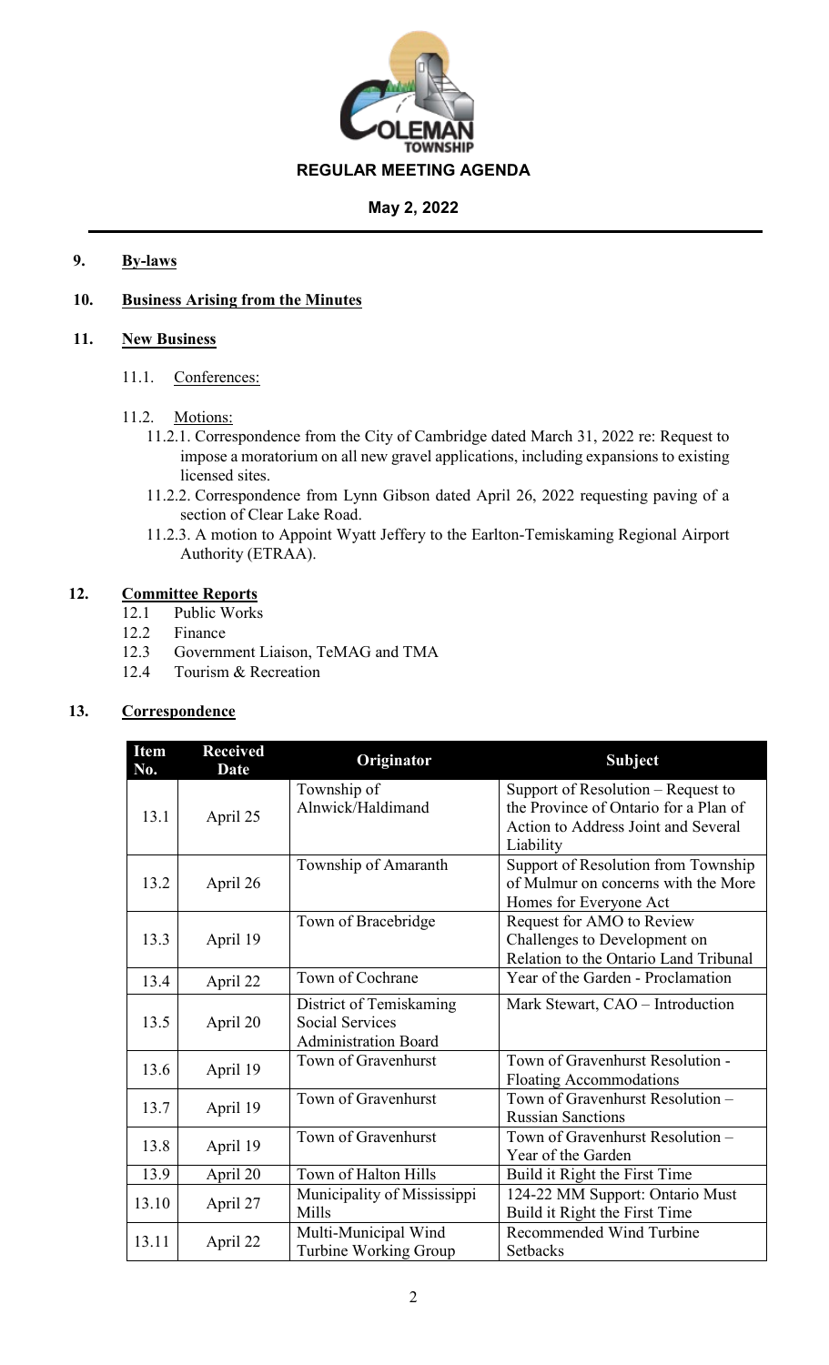## REGULAR MEETING AGENDA

**May 2, 2022**

**9. By-laws**

**10. Business Arising from the Minutes**

**11. New Business**

11.1. Conferences:

11.2. Motions:

- 11.2.1. Correspondence from the City of Cambridge dated March 31, 2022 re: Request to impose a moratorium on all new gravel applications, including expansions to existing licensed sites.
- 11.2.2. Correspondence from Lynn Gibson dated April 26, 2022 requesting paving of a section of Clear Lake Road.
- 11.2.3. A motion to Appoint Wyatt Jeffery to the Earlton-Temiskaming Regional Airport Authority (ETRAA).

**12. Committee Reports**

- 12.1 Public Works
- 12.2 Finance
- 12.3 Government Liaison, TeMAG and TMA
- 12.4 Tourism & Recreation

**13. Correspondence**

| Item No. | Received Date | Originator | Subject |
|---|---|---|---|
| 13.1 | April 25 | Township of Alnwick/Haldimand | Support of Resolution – Request to the Province of Ontario for a Plan of Action to Address Joint and Several Liability |
| 13.2 | April 26 | Township of Amaranth | Support of Resolution from Township of Mulmur on concerns with the More Homes for Everyone Act |
| 13.3 | April 19 | Town of Bracebridge | Request for AMO to Review Challenges to Development on Relation to the Ontario Land Tribunal |
| 13.4 | April 22 | Town of Cochrane | Year of the Garden - Proclamation |
| 13.5 | April 20 | District of Temiskaming Social Services Administration Board | Mark Stewart, CAO – Introduction |
| 13.6 | April 19 | Town of Gravenhurst | Town of Gravenhurst Resolution - Floating Accommodations |
| 13.7 | April 19 | Town of Gravenhurst | Town of Gravenhurst Resolution – Russian Sanctions |
| 13.8 | April 19 | Town of Gravenhurst | Town of Gravenhurst Resolution – Year of the Garden |
| 13.9 | April 20 | Town of Halton Hills | Build it Right the First Time |
| 13.10 | April 27 | Municipality of Mississippi Mills | 124-22 MM Support: Ontario Must Build it Right the First Time |
| 13.11 | April 22 | Multi-Municipal Wind Turbine Working Group | Recommended Wind Turbine Setbacks |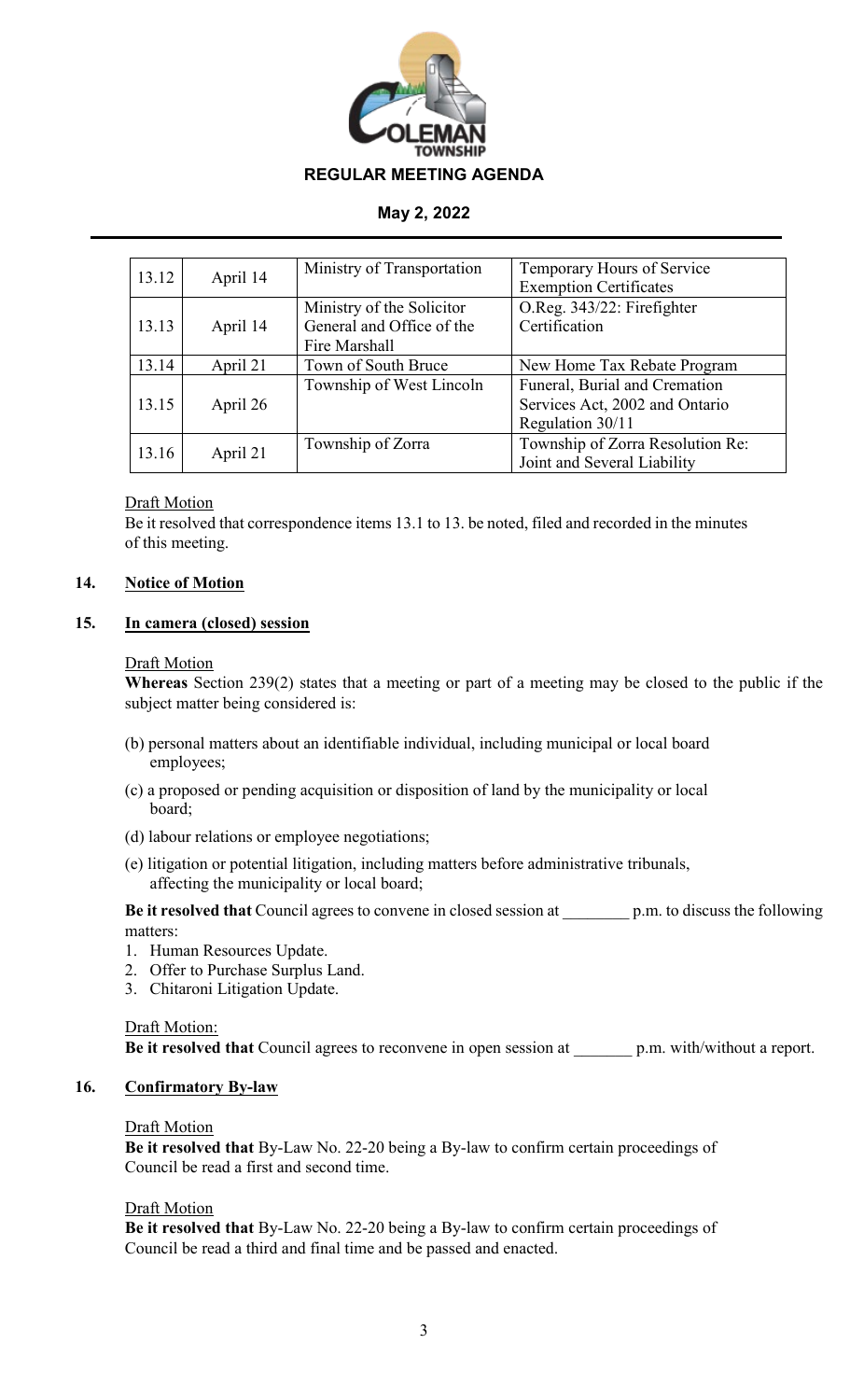| 13.12 | April 14 | Ministry of Transportation | Temporary Hours of Service Exemption Certificates |
|---|---|---|---|
| 13.13 | April 14 | Ministry of the Solicitor General and Office of the Fire Marshall | O.Reg. 343/22: Firefighter Certification |
| 13.14 | April 21 | Town of South Bruce | New Home Tax Rebate Program |
| 13.15 | April 26 | Township of West Lincoln | Funeral, Burial and Cremation Services Act, 2002 and Ontario Regulation 30/11 |
| 13.16 | April 21 | Township of Zorra | Township of Zorra Resolution Re: Joint and Several Liability |

Draft Motion

Be it resolved that correspondence items 13.1 to 13. be noted, filed and recorded in the minutes of this meeting.

## 14. Notice of Motion

## 15. In camera (closed) session

Draft Motion

**Whereas** Section 239(2) states that a meeting or part of a meeting may be closed to the public if the subject matter being considered is:

(b) personal matters about an identifiable individual, including municipal or local board employees;

(c) a proposed or pending acquisition or disposition of land by the municipality or local board;

(d) labour relations or employee negotiations;

(e) litigation or potential litigation, including matters before administrative tribunals, affecting the municipality or local board;

**Be it resolved that** Council agrees to convene in closed session at ________ p.m. to discuss the following matters:

1. Human Resources Update.
2. Offer to Purchase Surplus Land.
3. Chitaroni Litigation Update.

Draft Motion:

**Be it resolved that** Council agrees to reconvene in open session at _______ p.m. with/without a report.

## 16. Confirmatory By-law

Draft Motion

**Be it resolved that** By-Law No. 22-20 being a By-law to confirm certain proceedings of Council be read a first and second time.

Draft Motion

**Be it resolved that** By-Law No. 22-20 being a By-law to confirm certain proceedings of Council be read a third and final time and be passed and enacted.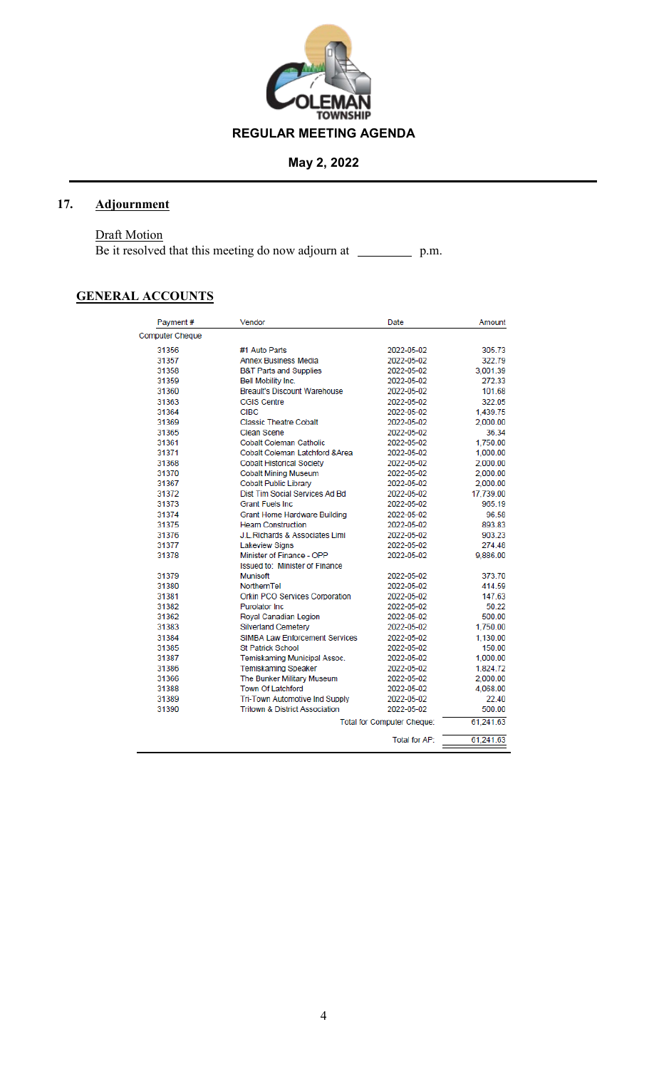REGULAR MEETING AGENDA

May 2, 2022

## 17. Adjournment

Draft Motion
Be it resolved that this meeting do now adjourn at ________ p.m.

## GENERAL ACCOUNTS

| Payment # | Vendor | Date | Amount |
|---|---|---|---|
| Computer Cheque | | | |
| 31356 | #1 Auto Parts | 2022-05-02 | 305.73 |
| 31357 | Annex Business Media | 2022-05-02 | 322.79 |
| 31358 | B&T Parts and Supplies | 2022-05-02 | 3,001.39 |
| 31359 | Bell Mobility Inc. | 2022-05-02 | 272.33 |
| 31360 | Breault's Discount Warehouse | 2022-05-02 | 101.68 |
| 31363 | CGIS Centre | 2022-05-02 | 322.05 |
| 31364 | CIBC | 2022-05-02 | 1,439.75 |
| 31369 | Classic Theatre Cobalt | 2022-05-02 | 2,000.00 |
| 31365 | Clean Scene | 2022-05-02 | 36.34 |
| 31361 | Cobalt Coleman Catholic | 2022-05-02 | 1,750.00 |
| 31371 | Cobalt Coleman Latchford &Area | 2022-05-02 | 1,000.00 |
| 31368 | Cobalt Historical Society | 2022-05-02 | 2,000.00 |
| 31370 | Cobalt Mining Museum | 2022-05-02 | 2,000.00 |
| 31367 | Cobalt Public Library | 2022-05-02 | 2,000.00 |
| 31372 | Dist Tim Social Services Ad Bd | 2022-05-02 | 17,739.00 |
| 31373 | Grant Fuels Inc | 2022-05-02 | 965.19 |
| 31374 | Grant Home Hardware Building | 2022-05-02 | 96.58 |
| 31375 | Hearn Construction | 2022-05-02 | 893.83 |
| 31376 | J L Richards & Associates Limi | 2022-05-02 | 903.23 |
| 31377 | Lakeview Signs | 2022-05-02 | 274.48 |
| 31378 | Minister of Finance - OPP<br>Issued to: Minister of Finance | 2022-05-02 | 9,886.00 |
| 31379 | Munisoft | 2022-05-02 | 373.70 |
| 31380 | NorthernTel | 2022-05-02 | 414.59 |
| 31381 | Orkin PCO Services Corporation | 2022-05-02 | 147.63 |
| 31382 | Purolator Inc | 2022-05-02 | 50.22 |
| 31362 | Royal Canadian Legion | 2022-05-02 | 500.00 |
| 31383 | Silverland Cemetery | 2022-05-02 | 1,750.00 |
| 31384 | SIMBA Law Enforcement Services | 2022-05-02 | 1,130.00 |
| 31385 | St Patrick School | 2022-05-02 | 150.00 |
| 31387 | Temiskaming Municipal Assoc. | 2022-05-02 | 1,000.00 |
| 31386 | Temiskaming Speaker | 2022-05-02 | 1,824.72 |
| 31366 | The Bunker Military Museum | 2022-05-02 | 2,000.00 |
| 31388 | Town Of Latchford | 2022-05-02 | 4,068.00 |
| 31389 | Tri-Town Automotive Ind Supply | 2022-05-02 | 22.40 |
| 31390 | Tritown & District Association | 2022-05-02 | 500.00 |
| | | Total for Computer Cheque: | 61,241.63 |
| | | Total for AP: | 61,241.63 |